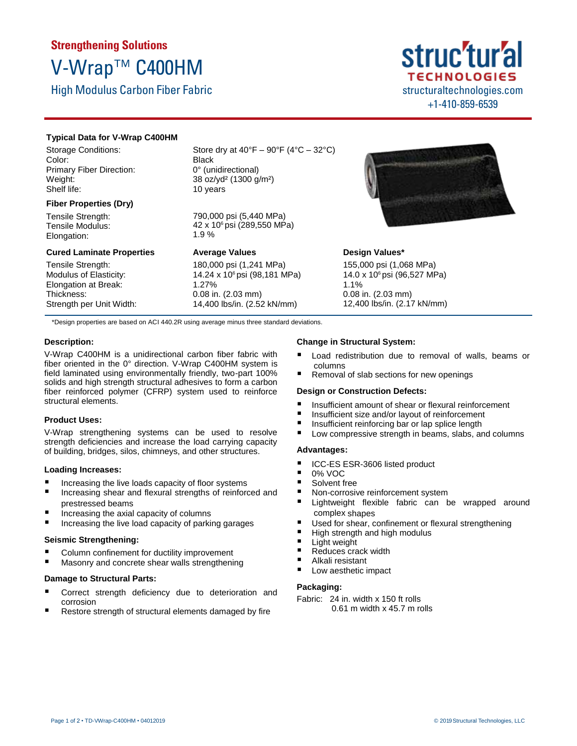**Strengthening Solutions**

# V-Wrap™ C400HM

## High Modulus Carbon Fiber Fabric

structural TECHNOLOGIES
structuraltechnologies.com
+1-410-859-6539

### Typical Data for V-Wrap C400HM

| | |
|---|---|
| Storage Conditions: | Store dry at 40°F – 90°F (4°C – 32°C) |
| Color: | Black |
| Primary Fiber Direction: | 0° (unidirectional) |
| Weight: | 38 oz/yd² (1300 g/m²) |
| Shelf life: | 10 years |

### Fiber Properties (Dry)

| | |
|---|---|
| Tensile Strength: | 790,000 psi (5,440 MPa) |
| Tensile Modulus: | 42 x $10^6$ psi (289,550 MPa) |
| Elongation: | 1.9 % |

| Cured Laminate Properties | Average Values | Design Values* |
|---|---|---|
| Tensile Strength: | 180,000 psi (1,241 MPa) | 155,000 psi (1,068 MPa) |
| Modulus of Elasticity: | 14.24 x $10^6$ psi (98,181 MPa) | 14.0 x $10^6$ psi (96,527 MPa) |
| Elongation at Break: | 1.27% | 1.1% |
| Thickness: | 0.08 in. (2.03 mm) | 0.08 in. (2.03 mm) |
| Strength per Unit Width: | 14,400 lbs/in. (2.52 kN/mm) | 12,400 lbs/in. (2.17 kN/mm) |

*Design properties are based on ACI 440.2R using average minus three standard deviations.

### Description:

V-Wrap C400HM is a unidirectional carbon fiber fabric with fiber oriented in the 0° direction. V-Wrap C400HM system is field laminated using environmentally friendly, two-part 100% solids and high strength structural adhesives to form a carbon fiber reinforced polymer (CFRP) system used to reinforce structural elements.

### Product Uses:

V-Wrap strengthening systems can be used to resolve strength deficiencies and increase the load carrying capacity of building, bridges, silos, chimneys, and other structures.

### Loading Increases:

- Increasing the live loads capacity of floor systems
- Increasing shear and flexural strengths of reinforced and prestressed beams
- Increasing the axial capacity of columns
- Increasing the live load capacity of parking garages

### Seismic Strengthening:

- Column confinement for ductility improvement
- Masonry and concrete shear walls strengthening

### Damage to Structural Parts:

- Correct strength deficiency due to deterioration and corrosion
- Restore strength of structural elements damaged by fire

### Change in Structural System:

- Load redistribution due to removal of walls, beams or columns
- Removal of slab sections for new openings

### Design or Construction Defects:

- Insufficient amount of shear or flexural reinforcement
- Insufficient size and/or layout of reinforcement
- Insufficient reinforcing bar or lap splice length
- Low compressive strength in beams, slabs, and columns

### Advantages:

- ICC-ES ESR-3606 listed product
- 0% VOC
- Solvent free
- Non-corrosive reinforcement system
- Lightweight flexible fabric can be wrapped around complex shapes
- Used for shear, confinement or flexural strengthening
- High strength and high modulus
- Light weight
- Reduces crack width
- Alkali resistant
- Low aesthetic impact

### Packaging:

Fabric: 24 in. width x 150 ft rolls
0.61 m width x 45.7 m rolls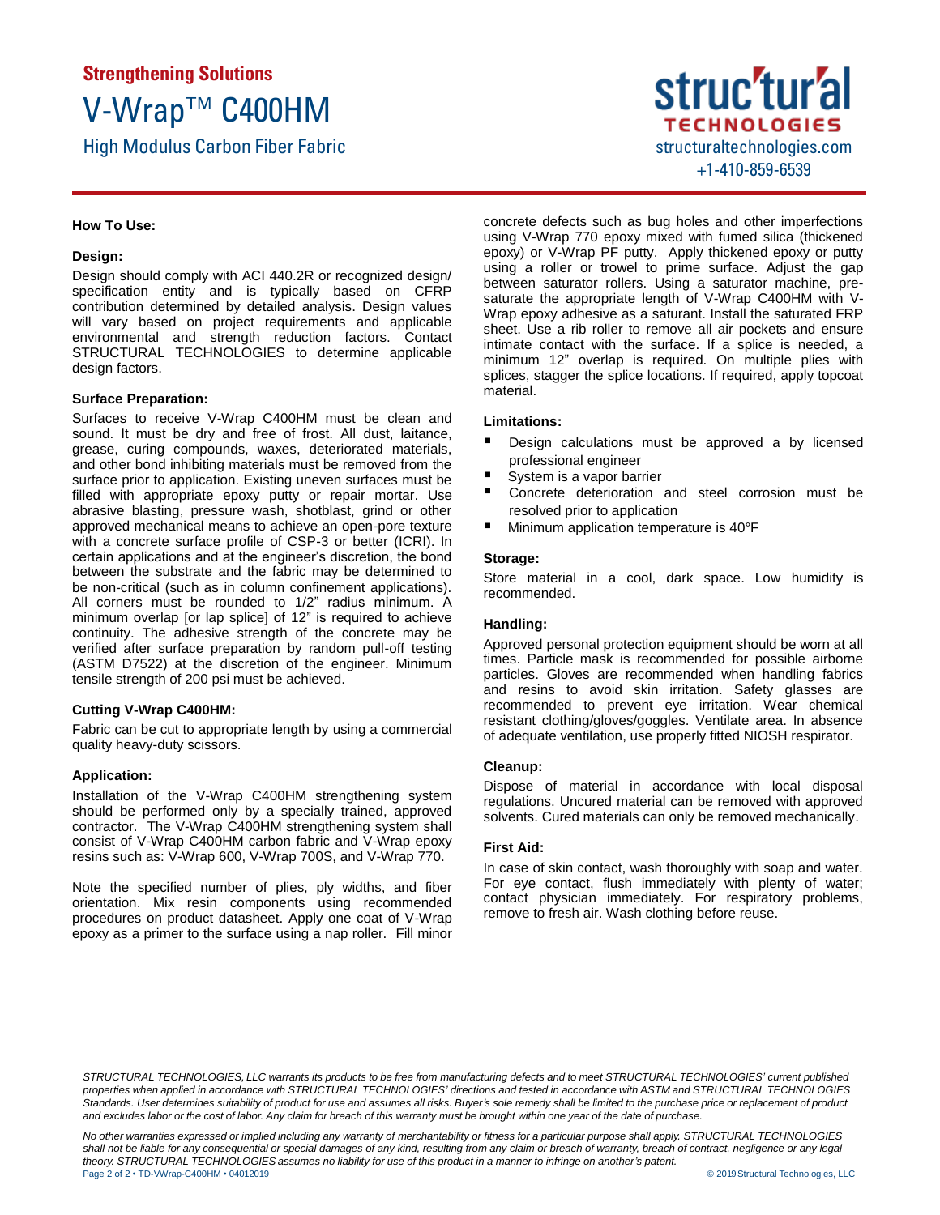**Strengthening Solutions**

# V-Wrap™ C400HM

High Modulus Carbon Fiber Fabric

struc'tur'al TECHNOLOGIES
structuraltechnologies.com
+1-410-859-6539

## How To Use:

### Design:

Design should comply with ACI 440.2R or recognized design/ specification entity and is typically based on CFRP contribution determined by detailed analysis. Design values will vary based on project requirements and applicable environmental and strength reduction factors. Contact STRUCTURAL TECHNOLOGIES to determine applicable design factors.

### Surface Preparation:

Surfaces to receive V-Wrap C400HM must be clean and sound. It must be dry and free of frost. All dust, laitance, grease, curing compounds, waxes, deteriorated materials, and other bond inhibiting materials must be removed from the surface prior to application. Existing uneven surfaces must be filled with appropriate epoxy putty or repair mortar. Use abrasive blasting, pressure wash, shotblast, grind or other approved mechanical means to achieve an open-pore texture with a concrete surface profile of CSP-3 or better (ICRI). In certain applications and at the engineer's discretion, the bond between the substrate and the fabric may be determined to be non-critical (such as in column confinement applications). All corners must be rounded to 1/2" radius minimum. A minimum overlap [or lap splice] of 12" is required to achieve continuity. The adhesive strength of the concrete may be verified after surface preparation by random pull-off testing (ASTM D7522) at the discretion of the engineer. Minimum tensile strength of 200 psi must be achieved.

### Cutting V-Wrap C400HM:

Fabric can be cut to appropriate length by using a commercial quality heavy-duty scissors.

### Application:

Installation of the V-Wrap C400HM strengthening system should be performed only by a specially trained, approved contractor. The V-Wrap C400HM strengthening system shall consist of V-Wrap C400HM carbon fabric and V-Wrap epoxy resins such as: V-Wrap 600, V-Wrap 700S, and V-Wrap 770.

Note the specified number of plies, ply widths, and fiber orientation. Mix resin components using recommended procedures on product datasheet. Apply one coat of V-Wrap epoxy as a primer to the surface using a nap roller. Fill minor concrete defects such as bug holes and other imperfections using V-Wrap 770 epoxy mixed with fumed silica (thickened epoxy) or V-Wrap PF putty. Apply thickened epoxy or putty using a roller or trowel to prime surface. Adjust the gap between saturator rollers. Using a saturator machine, pre-saturate the appropriate length of V-Wrap C400HM with V-Wrap epoxy adhesive as a saturant. Install the saturated FRP sheet. Use a rib roller to remove all air pockets and ensure intimate contact with the surface. If a splice is needed, a minimum 12" overlap is required. On multiple plies with splices, stagger the splice locations. If required, apply topcoat material.

### Limitations:

- Design calculations must be approved a by licensed professional engineer
- System is a vapor barrier
- Concrete deterioration and steel corrosion must be resolved prior to application
- Minimum application temperature is 40°F

### Storage:

Store material in a cool, dark space. Low humidity is recommended.

### Handling:

Approved personal protection equipment should be worn at all times. Particle mask is recommended for possible airborne particles. Gloves are recommended when handling fabrics and resins to avoid skin irritation. Safety glasses are recommended to prevent eye irritation. Wear chemical resistant clothing/gloves/goggles. Ventilate area. In absence of adequate ventilation, use properly fitted NIOSH respirator.

### Cleanup:

Dispose of material in accordance with local disposal regulations. Uncured material can be removed with approved solvents. Cured materials can only be removed mechanically.

### First Aid:

In case of skin contact, wash thoroughly with soap and water. For eye contact, flush immediately with plenty of water; contact physician immediately. For respiratory problems, remove to fresh air. Wash clothing before reuse.

*STRUCTURAL TECHNOLOGIES, LLC warrants its products to be free from manufacturing defects and to meet STRUCTURAL TECHNOLOGIES' current published properties when applied in accordance with STRUCTURAL TECHNOLOGIES' directions and tested in accordance with ASTM and STRUCTURAL TECHNOLOGIES Standards. User determines suitability of product for use and assumes all risks. Buyer's sole remedy shall be limited to the purchase price or replacement of product and excludes labor or the cost of labor. Any claim for breach of this warranty must be brought within one year of the date of purchase.*

*No other warranties expressed or implied including any warranty of merchantability or fitness for a particular purpose shall apply. STRUCTURAL TECHNOLOGIES shall not be liable for any consequential or special damages of any kind, resulting from any claim or breach of warranty, breach of contract, negligence or any legal theory. STRUCTURAL TECHNOLOGIES assumes no liability for use of this product in a manner to infringe on another's patent.*

TD-VWrap-C400HM • 04012019

© 2019 Structural Technologies, LLC